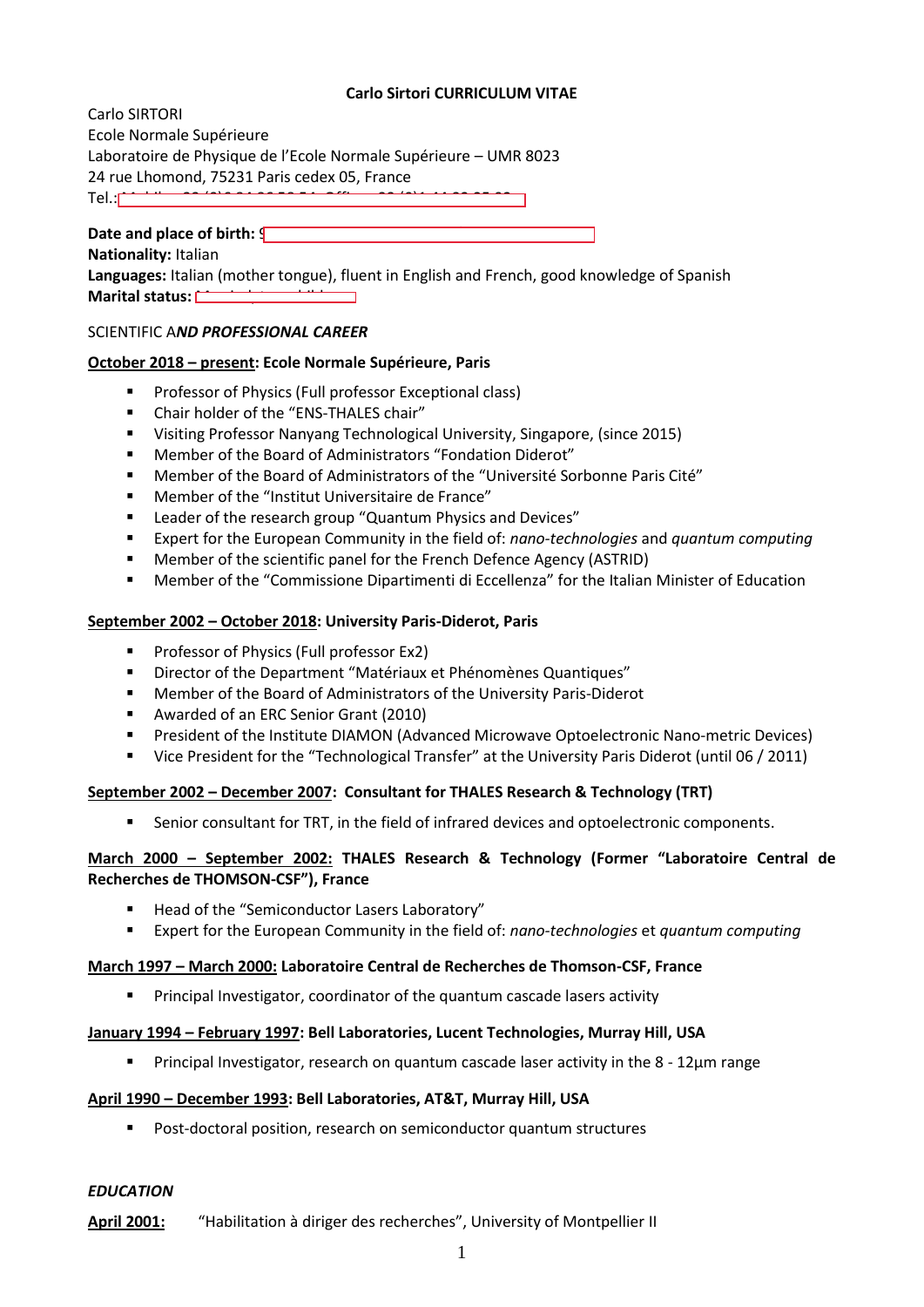# Carlo Sirtori CURRICULUM VITAE

Carlo SIRTORI
Ecole Normale Supérieure
Laboratoire de Physique de l'Ecole Normale Supérieure – UMR 8023
24 rue Lhomond, 75231 Paris cedex 05, France
Tel.:

**Date and place of birth:**
**Nationality:** Italian
**Languages:** Italian (mother tongue), fluent in English and French, good knowledge of Spanish
**Marital status:**

## SCIENTIFIC A*ND PROFESSIONAL CAREER*

**<u>October 2018 – present</u>: Ecole Normale Supérieure, Paris**

- Professor of Physics (Full professor Exceptional class)
- Chair holder of the "ENS-THALES chair"
- Visiting Professor Nanyang Technological University, Singapore, (since 2015)
- Member of the Board of Administrators "Fondation Diderot"
- Member of the Board of Administrators of the "Université Sorbonne Paris Cité"
- Member of the "Institut Universitaire de France"
- Leader of the research group "Quantum Physics and Devices"
- Expert for the European Community in the field of: *nano-technologies* and *quantum computing*
- Member of the scientific panel for the French Defence Agency (ASTRID)
- Member of the "Commissione Dipartimenti di Eccellenza" for the Italian Minister of Education

**<u>September 2002 – October 2018</u>: University Paris-Diderot, Paris**

- Professor of Physics (Full professor Ex2)
- Director of the Department "Matériaux et Phénomènes Quantiques"
- Member of the Board of Administrators of the University Paris-Diderot
- Awarded of an ERC Senior Grant (2010)
- President of the Institute DIAMON (Advanced Microwave Optoelectronic Nano-metric Devices)
- Vice President for the "Technological Transfer" at the University Paris Diderot (until 06 / 2011)

**<u>September 2002 – December 2007</u>: Consultant for THALES Research & Technology (TRT)**

- Senior consultant for TRT, in the field of infrared devices and optoelectronic components.

**<u>March 2000 – September 2002:</u> THALES Research & Technology (Former "Laboratoire Central de Recherches de THOMSON-CSF"), France**

- Head of the "Semiconductor Lasers Laboratory"
- Expert for the European Community in the field of: *nano-technologies* et *quantum computing*

**<u>March 1997 – March 2000:</u> Laboratoire Central de Recherches de Thomson-CSF, France**

- Principal Investigator, coordinator of the quantum cascade lasers activity

**<u>January 1994 – February 1997</u>: Bell Laboratories, Lucent Technologies, Murray Hill, USA**

- Principal Investigator, research on quantum cascade laser activity in the 8 - 12µm range

**<u>April 1990 – December 1993</u>: Bell Laboratories, AT&T, Murray Hill, USA**

- Post-doctoral position, research on semiconductor quantum structures

## *EDUCATION*

**<u>April 2001:</u>** "Habilitation à diriger des recherches", University of Montpellier II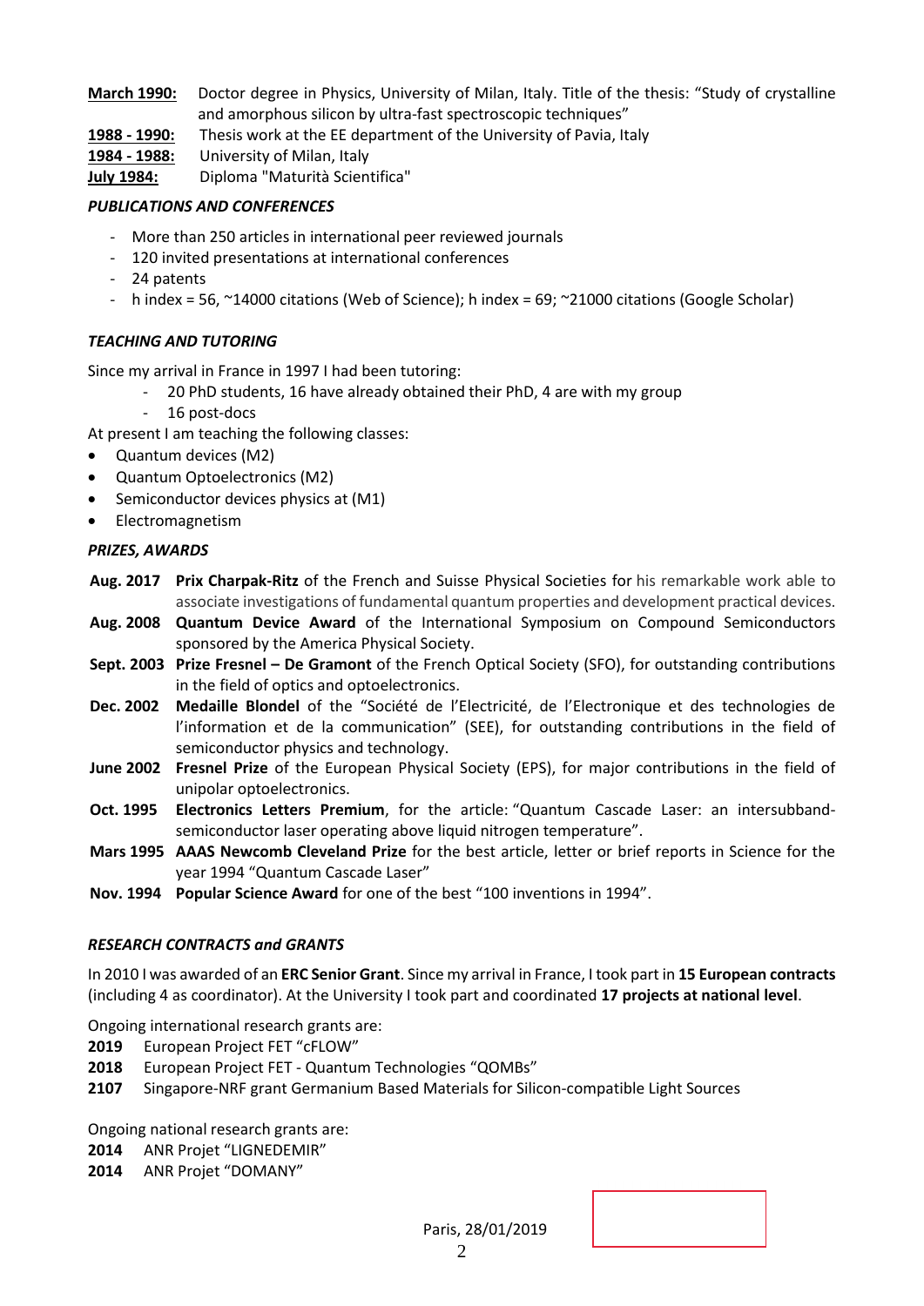**March 1990:** Doctor degree in Physics, University of Milan, Italy. Title of the thesis: "Study of crystalline and amorphous silicon by ultra-fast spectroscopic techniques"

**1988 - 1990:** Thesis work at the EE department of the University of Pavia, Italy

**1984 - 1988:** University of Milan, Italy

**July 1984:** Diploma "Maturità Scientifica"

### *PUBLICATIONS AND CONFERENCES*

- More than 250 articles in international peer reviewed journals
- 120 invited presentations at international conferences
- 24 patents
- h index = 56, ~14000 citations (Web of Science); h index = 69; ~21000 citations (Google Scholar)

### *TEACHING AND TUTORING*

Since my arrival in France in 1997 I had been tutoring:

- 20 PhD students, 16 have already obtained their PhD, 4 are with my group
- 16 post-docs

At present I am teaching the following classes:

- Quantum devices (M2)
- Quantum Optoelectronics (M2)
- Semiconductor devices physics at (M1)
- Electromagnetism

### *PRIZES, AWARDS*

**Aug. 2017** **Prix Charpak-Ritz** of the French and Suisse Physical Societies for his remarkable work able to associate investigations of fundamental quantum properties and development practical devices.

**Aug. 2008** **Quantum Device Award** of the International Symposium on Compound Semiconductors sponsored by the America Physical Society.

**Sept. 2003** **Prize Fresnel – De Gramont** of the French Optical Society (SFO), for outstanding contributions in the field of optics and optoelectronics.

**Dec. 2002** **Medaille Blondel** of the "Société de l'Electricité, de l'Electronique et des technologies de l'information et de la communication" (SEE), for outstanding contributions in the field of semiconductor physics and technology.

**June 2002** **Fresnel Prize** of the European Physical Society (EPS), for major contributions in the field of unipolar optoelectronics.

**Oct. 1995** **Electronics Letters Premium**, for the article: "Quantum Cascade Laser: an intersubband-semiconductor laser operating above liquid nitrogen temperature".

**Mars 1995** **AAAS Newcomb Cleveland Prize** for the best article, letter or brief reports in Science for the year 1994 "Quantum Cascade Laser"

**Nov. 1994** **Popular Science Award** for one of the best "100 inventions in 1994".

### *RESEARCH CONTRACTS and GRANTS*

In 2010 I was awarded of an **ERC Senior Grant**. Since my arrival in France, I took part in **15 European contracts** (including 4 as coordinator). At the University I took part and coordinated **17 projects at national level**.

Ongoing international research grants are:

**2019** European Project FET "cFLOW"

**2018** European Project FET - Quantum Technologies "QOMBs"

**2107** Singapore-NRF grant Germanium Based Materials for Silicon-compatible Light Sources

Ongoing national research grants are:

**2014** ANR Projet "LIGNEDEMIR"

**2014** ANR Projet "DOMANY"

Paris, 28/01/2019